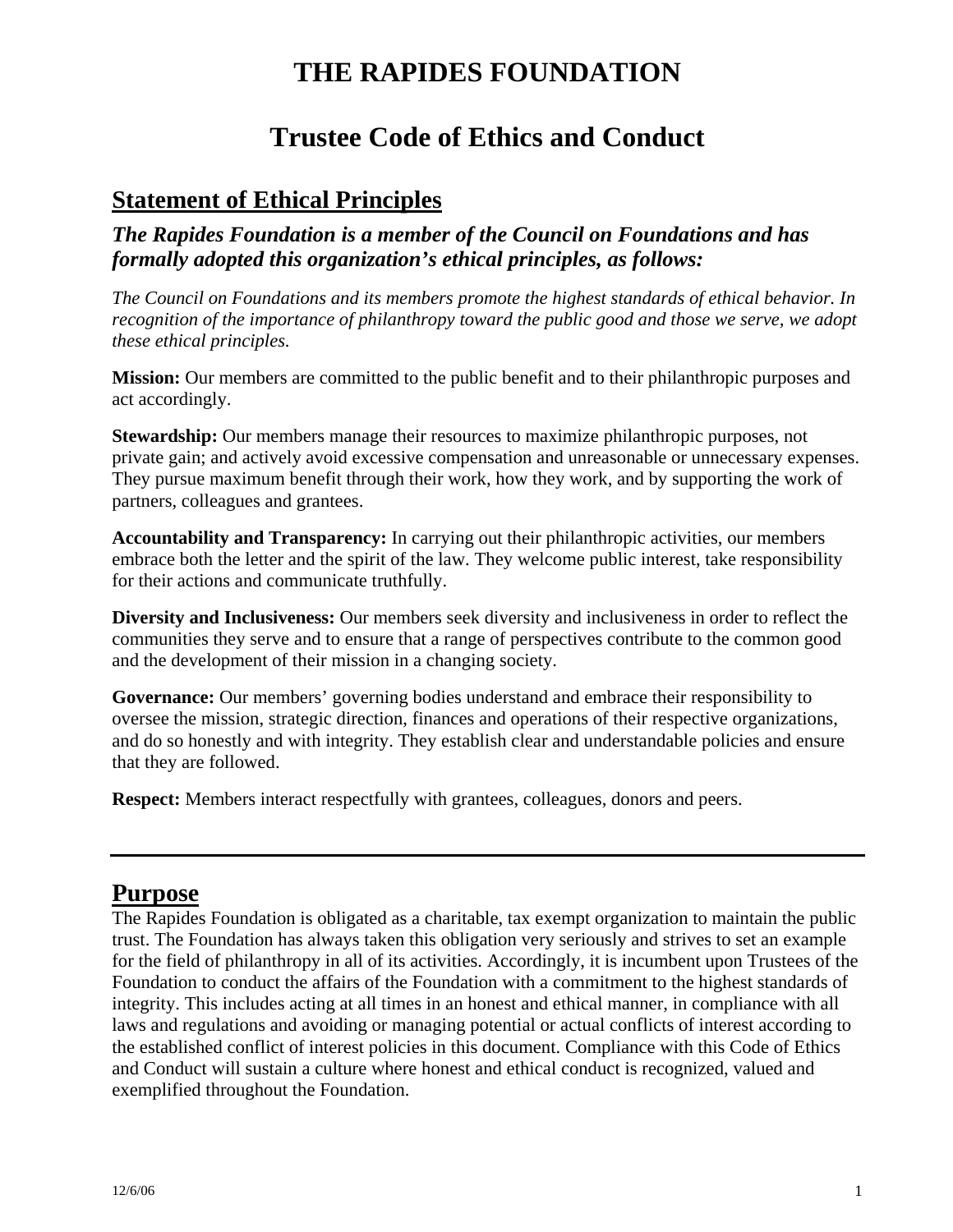# THE RAPIDES FOUNDATION

# Trustee Code of Ethics and Conduct

## Statement of Ethical Principles

### *The Rapides Foundation is a member of the Council on Foundations and has formally adopted this organization's ethical principles, as follows:*

*The Council on Foundations and its members promote the highest standards of ethical behavior. In recognition of the importance of philanthropy toward the public good and those we serve, we adopt these ethical principles.*

**Mission:** Our members are committed to the public benefit and to their philanthropic purposes and act accordingly.

**Stewardship:** Our members manage their resources to maximize philanthropic purposes, not private gain; and actively avoid excessive compensation and unreasonable or unnecessary expenses. They pursue maximum benefit through their work, how they work, and by supporting the work of partners, colleagues and grantees.

**Accountability and Transparency:** In carrying out their philanthropic activities, our members embrace both the letter and the spirit of the law. They welcome public interest, take responsibility for their actions and communicate truthfully.

**Diversity and Inclusiveness:** Our members seek diversity and inclusiveness in order to reflect the communities they serve and to ensure that a range of perspectives contribute to the common good and the development of their mission in a changing society.

**Governance:** Our members' governing bodies understand and embrace their responsibility to oversee the mission, strategic direction, finances and operations of their respective organizations, and do so honestly and with integrity. They establish clear and understandable policies and ensure that they are followed.

**Respect:** Members interact respectfully with grantees, colleagues, donors and peers.

---

## Purpose

The Rapides Foundation is obligated as a charitable, tax exempt organization to maintain the public trust. The Foundation has always taken this obligation very seriously and strives to set an example for the field of philanthropy in all of its activities. Accordingly, it is incumbent upon Trustees of the Foundation to conduct the affairs of the Foundation with a commitment to the highest standards of integrity. This includes acting at all times in an honest and ethical manner, in compliance with all laws and regulations and avoiding or managing potential or actual conflicts of interest according to the established conflict of interest policies in this document. Compliance with this Code of Ethics and Conduct will sustain a culture where honest and ethical conduct is recognized, valued and exemplified throughout the Foundation.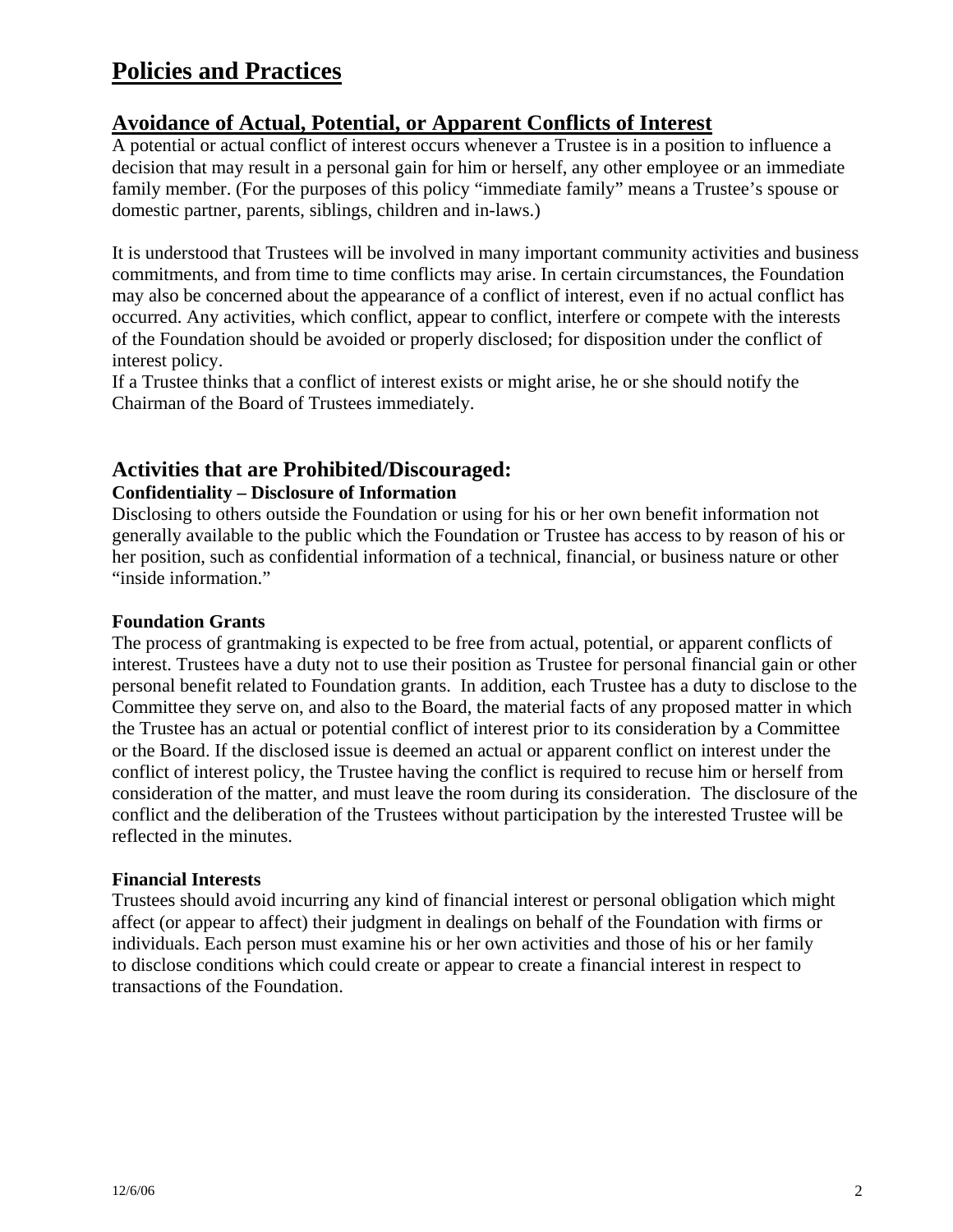# Policies and Practices

## Avoidance of Actual, Potential, or Apparent Conflicts of Interest

A potential or actual conflict of interest occurs whenever a Trustee is in a position to influence a decision that may result in a personal gain for him or herself, any other employee or an immediate family member. (For the purposes of this policy "immediate family" means a Trustee's spouse or domestic partner, parents, siblings, children and in-laws.)

It is understood that Trustees will be involved in many important community activities and business commitments, and from time to time conflicts may arise. In certain circumstances, the Foundation may also be concerned about the appearance of a conflict of interest, even if no actual conflict has occurred. Any activities, which conflict, appear to conflict, interfere or compete with the interests of the Foundation should be avoided or properly disclosed; for disposition under the conflict of interest policy.

If a Trustee thinks that a conflict of interest exists or might arise, he or she should notify the Chairman of the Board of Trustees immediately.

## Activities that are Prohibited/Discouraged:

### Confidentiality – Disclosure of Information

Disclosing to others outside the Foundation or using for his or her own benefit information not generally available to the public which the Foundation or Trustee has access to by reason of his or her position, such as confidential information of a technical, financial, or business nature or other "inside information."

### Foundation Grants

The process of grantmaking is expected to be free from actual, potential, or apparent conflicts of interest. Trustees have a duty not to use their position as Trustee for personal financial gain or other personal benefit related to Foundation grants. In addition, each Trustee has a duty to disclose to the Committee they serve on, and also to the Board, the material facts of any proposed matter in which the Trustee has an actual or potential conflict of interest prior to its consideration by a Committee or the Board. If the disclosed issue is deemed an actual or apparent conflict on interest under the conflict of interest policy, the Trustee having the conflict is required to recuse him or herself from consideration of the matter, and must leave the room during its consideration. The disclosure of the conflict and the deliberation of the Trustees without participation by the interested Trustee will be reflected in the minutes.

### Financial Interests

Trustees should avoid incurring any kind of financial interest or personal obligation which might affect (or appear to affect) their judgment in dealings on behalf of the Foundation with firms or individuals. Each person must examine his or her own activities and those of his or her family to disclose conditions which could create or appear to create a financial interest in respect to transactions of the Foundation.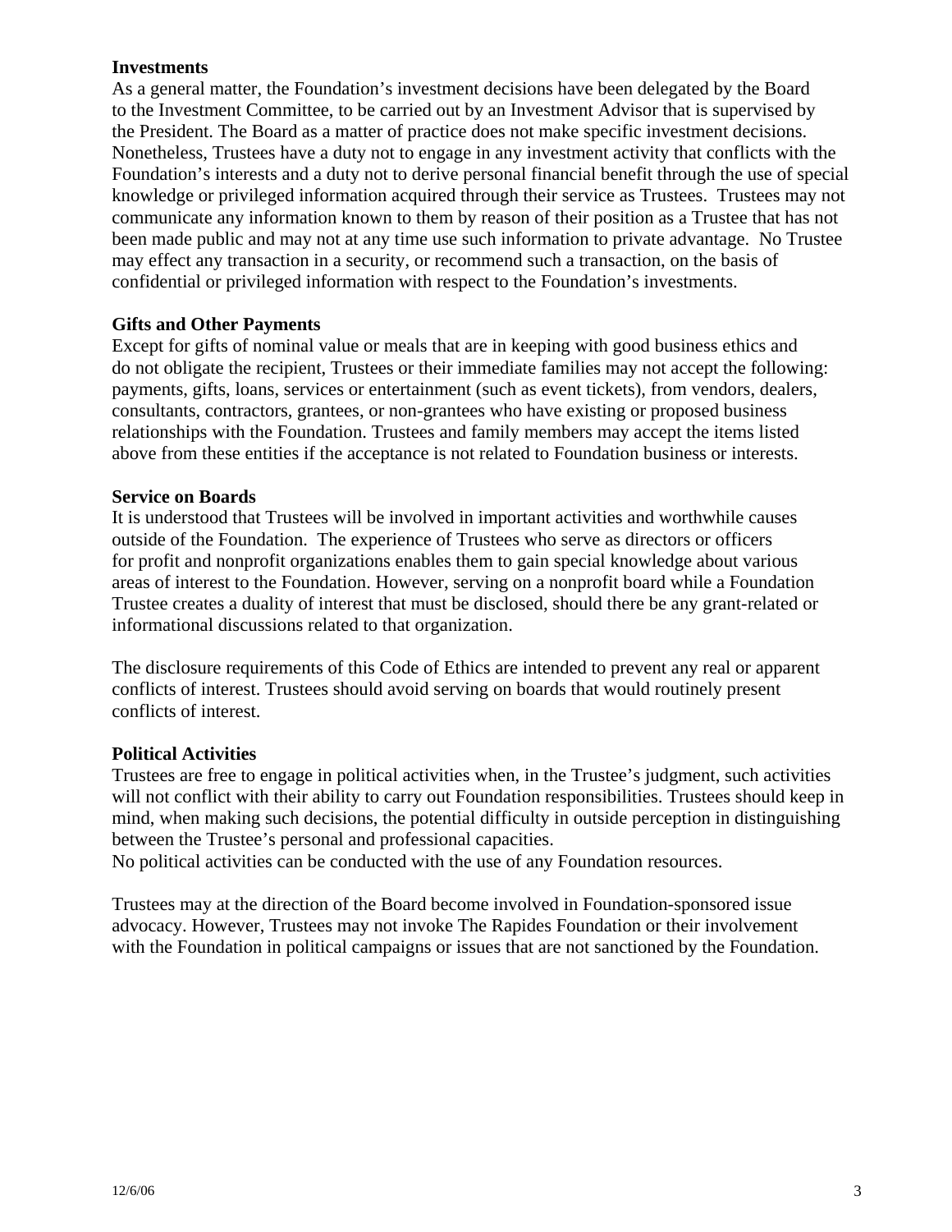**Investments**

As a general matter, the Foundation's investment decisions have been delegated by the Board to the Investment Committee, to be carried out by an Investment Advisor that is supervised by the President. The Board as a matter of practice does not make specific investment decisions. Nonetheless, Trustees have a duty not to engage in any investment activity that conflicts with the Foundation's interests and a duty not to derive personal financial benefit through the use of special knowledge or privileged information acquired through their service as Trustees. Trustees may not communicate any information known to them by reason of their position as a Trustee that has not been made public and may not at any time use such information to private advantage. No Trustee may effect any transaction in a security, or recommend such a transaction, on the basis of confidential or privileged information with respect to the Foundation's investments.

**Gifts and Other Payments**

Except for gifts of nominal value or meals that are in keeping with good business ethics and do not obligate the recipient, Trustees or their immediate families may not accept the following: payments, gifts, loans, services or entertainment (such as event tickets), from vendors, dealers, consultants, contractors, grantees, or non-grantees who have existing or proposed business relationships with the Foundation. Trustees and family members may accept the items listed above from these entities if the acceptance is not related to Foundation business or interests.

**Service on Boards**

It is understood that Trustees will be involved in important activities and worthwhile causes outside of the Foundation. The experience of Trustees who serve as directors or officers for profit and nonprofit organizations enables them to gain special knowledge about various areas of interest to the Foundation. However, serving on a nonprofit board while a Foundation Trustee creates a duality of interest that must be disclosed, should there be any grant-related or informational discussions related to that organization.

The disclosure requirements of this Code of Ethics are intended to prevent any real or apparent conflicts of interest. Trustees should avoid serving on boards that would routinely present conflicts of interest.

**Political Activities**

Trustees are free to engage in political activities when, in the Trustee's judgment, such activities will not conflict with their ability to carry out Foundation responsibilities. Trustees should keep in mind, when making such decisions, the potential difficulty in outside perception in distinguishing between the Trustee's personal and professional capacities.

No political activities can be conducted with the use of any Foundation resources.

Trustees may at the direction of the Board become involved in Foundation-sponsored issue advocacy. However, Trustees may not invoke The Rapides Foundation or their involvement with the Foundation in political campaigns or issues that are not sanctioned by the Foundation.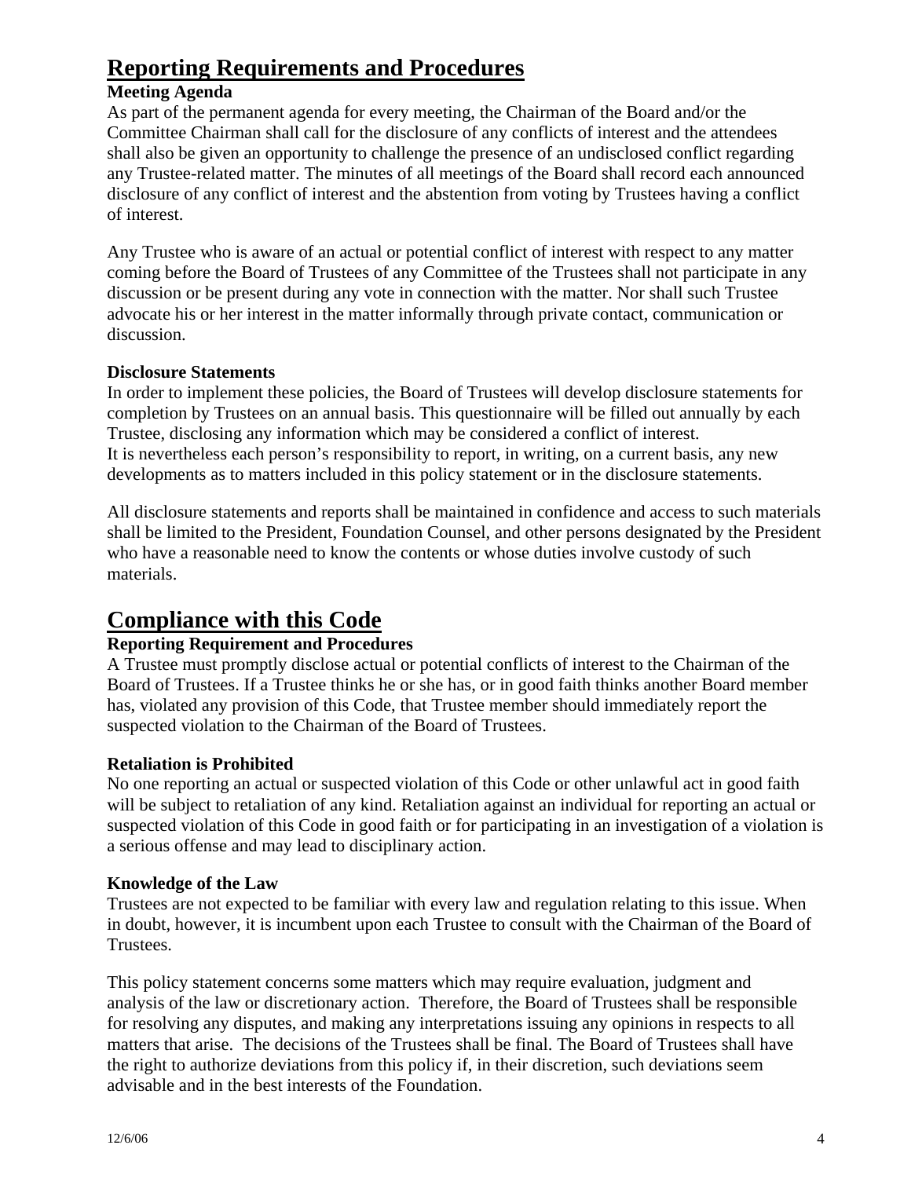## Reporting Requirements and Procedures

### Meeting Agenda

As part of the permanent agenda for every meeting, the Chairman of the Board and/or the Committee Chairman shall call for the disclosure of any conflicts of interest and the attendees shall also be given an opportunity to challenge the presence of an undisclosed conflict regarding any Trustee-related matter. The minutes of all meetings of the Board shall record each announced disclosure of any conflict of interest and the abstention from voting by Trustees having a conflict of interest.

Any Trustee who is aware of an actual or potential conflict of interest with respect to any matter coming before the Board of Trustees of any Committee of the Trustees shall not participate in any discussion or be present during any vote in connection with the matter. Nor shall such Trustee advocate his or her interest in the matter informally through private contact, communication or discussion.

### Disclosure Statements

In order to implement these policies, the Board of Trustees will develop disclosure statements for completion by Trustees on an annual basis. This questionnaire will be filled out annually by each Trustee, disclosing any information which may be considered a conflict of interest.
It is nevertheless each person's responsibility to report, in writing, on a current basis, any new developments as to matters included in this policy statement or in the disclosure statements.

All disclosure statements and reports shall be maintained in confidence and access to such materials shall be limited to the President, Foundation Counsel, and other persons designated by the President who have a reasonable need to know the contents or whose duties involve custody of such materials.

## Compliance with this Code

### Reporting Requirement and Procedures

A Trustee must promptly disclose actual or potential conflicts of interest to the Chairman of the Board of Trustees. If a Trustee thinks he or she has, or in good faith thinks another Board member has, violated any provision of this Code, that Trustee member should immediately report the suspected violation to the Chairman of the Board of Trustees.

### Retaliation is Prohibited

No one reporting an actual or suspected violation of this Code or other unlawful act in good faith will be subject to retaliation of any kind. Retaliation against an individual for reporting an actual or suspected violation of this Code in good faith or for participating in an investigation of a violation is a serious offense and may lead to disciplinary action.

### Knowledge of the Law

Trustees are not expected to be familiar with every law and regulation relating to this issue. When in doubt, however, it is incumbent upon each Trustee to consult with the Chairman of the Board of Trustees.

This policy statement concerns some matters which may require evaluation, judgment and analysis of the law or discretionary action. Therefore, the Board of Trustees shall be responsible for resolving any disputes, and making any interpretations issuing any opinions in respects to all matters that arise. The decisions of the Trustees shall be final. The Board of Trustees shall have the right to authorize deviations from this policy if, in their discretion, such deviations seem advisable and in the best interests of the Foundation.